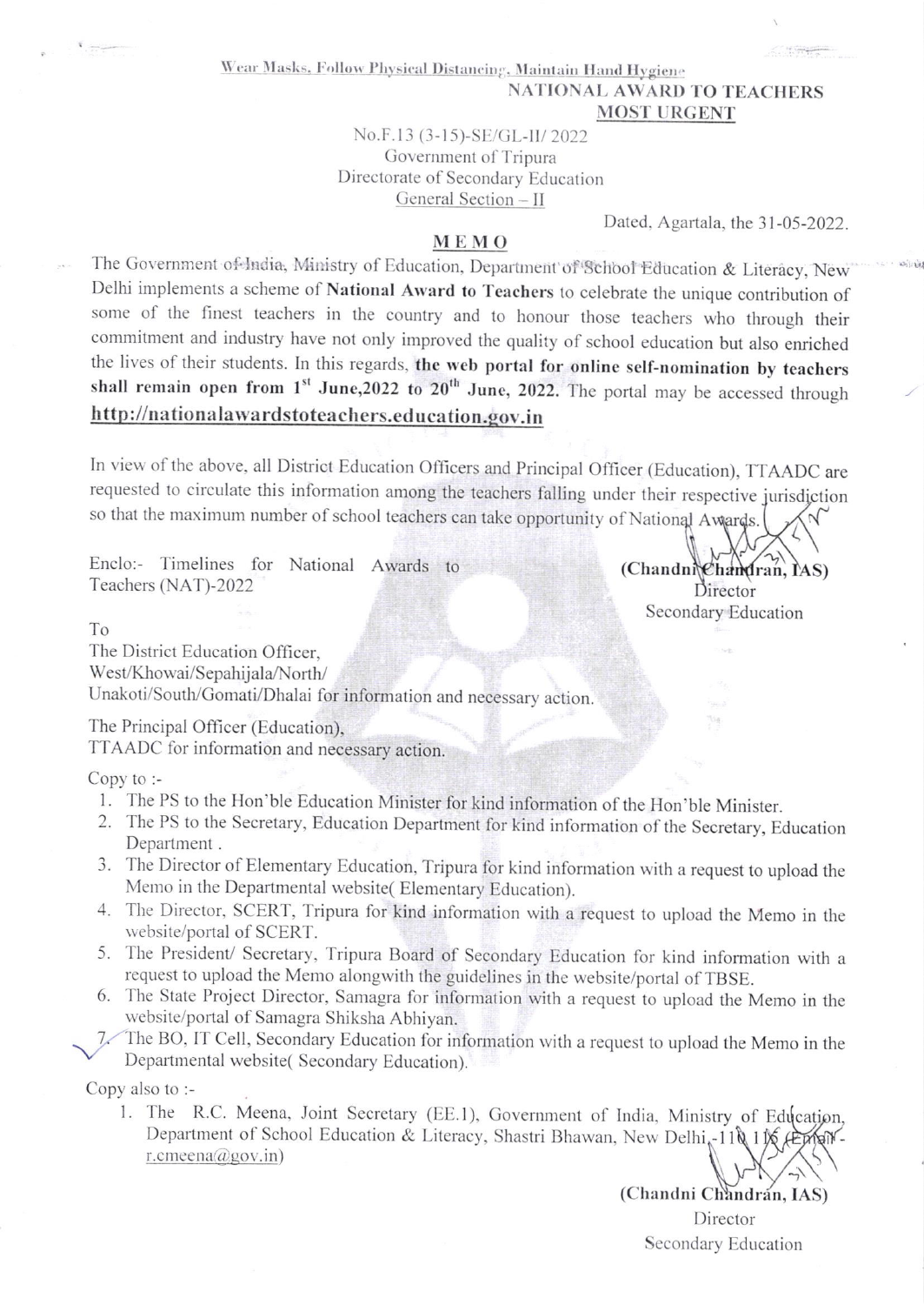Wear Masks, Follow Physical Distancing, Maintain Hand Hygiene

**NATIONAL AWARD TO TEACHERS**

**MOST URGENT**

No.F.13 (3-15)-SE/GL-II/ 2022
Government of Tripura
Directorate of Secondary Education
General Section – II

Dated, Agartala, the 31-05-2022.

## MEMO

The Government of India, Ministry of Education, Department of School Education & Literacy, New Delhi implements a scheme of **National Award to Teachers** to celebrate the unique contribution of some of the finest teachers in the country and to honour those teachers who through their commitment and industry have not only improved the quality of school education but also enriched the lives of their students. In this regards, **the web portal for online self-nomination by teachers shall remain open from 1st June,2022 to 20th June, 2022.** The portal may be accessed through **http://nationalawardstoteachers.education.gov.in**

In view of the above, all District Education Officers and Principal Officer (Education), TTAADC are requested to circulate this information among the teachers falling under their respective jurisdiction so that the maximum number of school teachers can take opportunity of National Awards.

Enclo:- Timelines for National Awards to Teachers (NAT)-2022

**(Chandni Chandran, IAS)**
Director
Secondary Education

To
The District Education Officer,
West/Khowai/Sepahijala/North/
Unakoti/South/Gomati/Dhalai for information and necessary action.

The Principal Officer (Education),
TTAADC for information and necessary action.

Copy to :-

1. The PS to the Hon'ble Education Minister for kind information of the Hon'ble Minister.
2. The PS to the Secretary, Education Department for kind information of the Secretary, Education Department .
3. The Director of Elementary Education, Tripura for kind information with a request to upload the Memo in the Departmental website( Elementary Education).
4. The Director, SCERT, Tripura for kind information with a request to upload the Memo in the website/portal of SCERT.
5. The President/ Secretary, Tripura Board of Secondary Education for kind information with a request to upload the Memo alongwith the guidelines in the website/portal of TBSE.
6. The State Project Director, Samagra for information with a request to upload the Memo in the website/portal of Samagra Shiksha Abhiyan.
7. The BO, IT Cell, Secondary Education for information with a request to upload the Memo in the Departmental website( Secondary Education).

Copy also to :-

1. The R.C. Meena, Joint Secretary (EE.1), Government of India, Ministry of Education, Department of School Education & Literacy, Shastri Bhawan, New Delhi,-110 115 (Email- r.cmeena@gov.in)

**(Chandni Chandran, IAS)**
Director
Secondary Education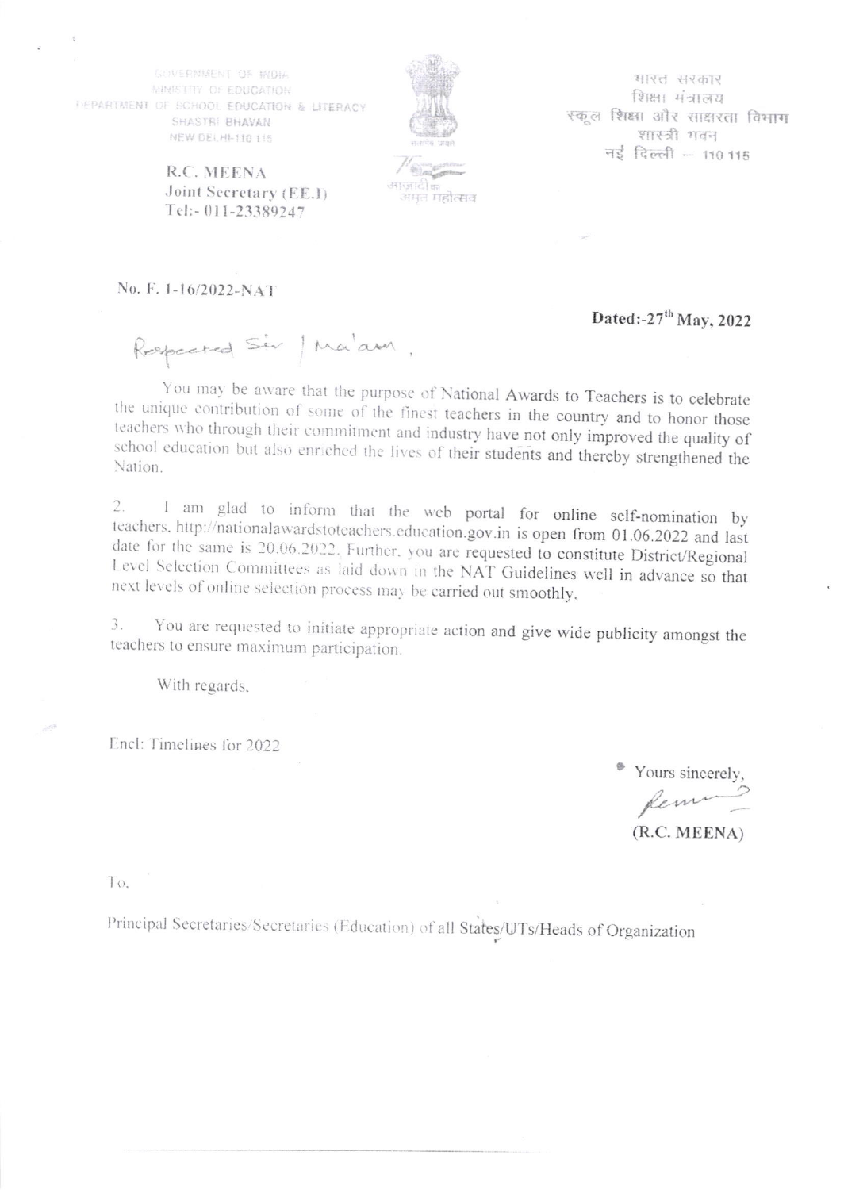GOVERNMENT OF INDIA
MINISTRY OF EDUCATION
DEPARTMENT OF SCHOOL EDUCATION & LITERACY
SHASTRI BHAVAN
NEW DELHI-110 115

भारत सरकार
शिक्षा मंत्रालय
स्कूल शिक्षा और साक्षरता विभाग
शास्त्री भवन
नई दिल्ली – 110 115

आज़ादी का अमृत महोत्सव

**R.C. MEENA**
**Joint Secretary (EE.I)**
Tel:- 011-23389247

No. F. 1-16/2022-NAT

**Dated:-27th May, 2022**

Respected Sir / Ma'am,

You may be aware that the purpose of National Awards to Teachers is to celebrate the unique contribution of some of the finest teachers in the country and to honor those teachers who through their commitment and industry have not only improved the quality of school education but also enriched the lives of their students and thereby strengthened the Nation.

2. I am glad to inform that the web portal for online self-nomination by teachers, http://nationalawardstoteachers.education.gov.in is open from 01.06.2022 and last date for the same is 20.06.2022. Further, you are requested to constitute District/Regional Level Selection Committees as laid down in the NAT Guidelines well in advance so that next levels of online selection process may be carried out smoothly.

3. You are requested to initiate appropriate action and give wide publicity amongst the teachers to ensure maximum participation.

With regards,

Encl: Timelines for 2022

Yours sincerely,

**(R.C. MEENA)**

To,

Principal Secretaries/Secretaries (Education) of all States/UTs/Heads of Organization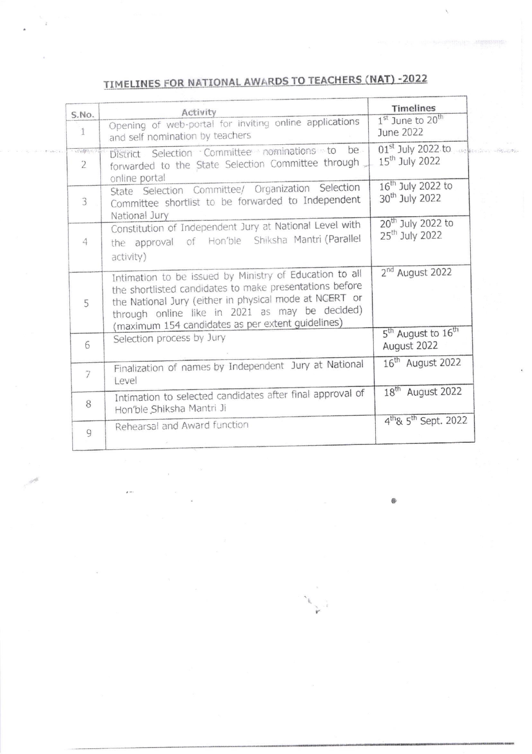## TIMELINES FOR NATIONAL AWARDS TO TEACHERS (NAT) -2022

| S.No. | Activity | Timelines |
|---|---|---|
| 1 | Opening of web-portal for inviting online applications and self nomination by teachers | 1st June to 20th June 2022 |
| 2 | District Selection Committee nominations to be forwarded to the State Selection Committee through online portal | 01st July 2022 to 15th July 2022 |
| 3 | State Selection Committee/ Organization Selection Committee shortlist to be forwarded to Independent National Jury | 16th July 2022 to 30th July 2022 |
| 4 | Constitution of Independent Jury at National Level with the approval of Hon'ble Shiksha Mantri (Parallel activity) | 20th July 2022 to 25th July 2022 |
| 5 | Intimation to be issued by Ministry of Education to all the shortlisted candidates to make presentations before the National Jury (either in physical mode at NCERT or through online like in 2021 as may be decided) (maximum 154 candidates as per extent guidelines) | 2nd August 2022 |
| 6 | Selection process by Jury | 5th August to 16th August 2022 |
| 7 | Finalization of names by Independent Jury at National Level | 16th August 2022 |
| 8 | Intimation to selected candidates after final approval of Hon'ble Shiksha Mantri Ji | 18th August 2022 |
| 9 | Rehearsal and Award function | 4th & 5th Sept. 2022 |